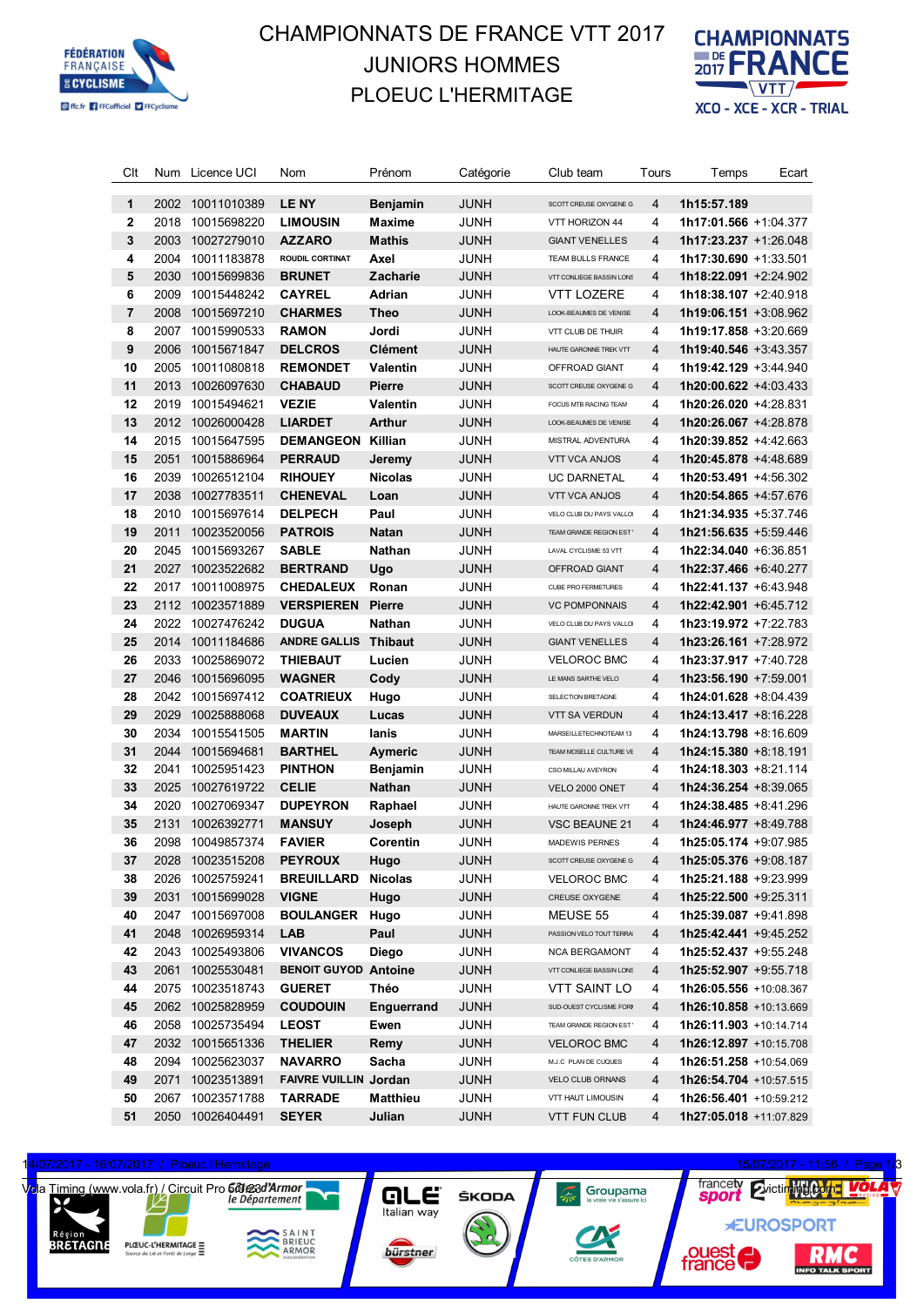# CHAMPIONNATS DE FRANCE VTT 2017

## JUNIORS HOMMES

## PLOEUC L'HERMITAGE

| Clt | Num | Licence UCI | Nom | Prénom | Catégorie | Club team | Tours | Temps | Ecart |
|---|---|---|---|---|---|---|---|---|---|
| 1 | 2002 | 10011010389 | **LE NY** | **Benjamin** | JUNH | SCOTT CREUSE OXYGENE G | 4 | **1h15:57.189** | |
| 2 | 2018 | 10015698220 | **LIMOUSIN** | **Maxime** | JUNH | VTT HORIZON 44 | 4 | **1h17:01.566** | +1:04.377 |
| 3 | 2003 | 10027279010 | **AZZARO** | **Mathis** | JUNH | GIANT VENELLES | 4 | **1h17:23.237** | +1:26.048 |
| 4 | 2004 | 10011183878 | **ROUDIL CORTINAT** | **Axel** | JUNH | TEAM BULLS FRANCE | 4 | **1h17:30.690** | +1:33.501 |
| 5 | 2030 | 10015699836 | **BRUNET** | **Zacharie** | JUNH | VTT CONLIEGE BASSIN LONS | 4 | **1h18:22.091** | +2:24.902 |
| 6 | 2009 | 10015448242 | **CAYREL** | **Adrian** | JUNH | VTT LOZERE | 4 | **1h18:38.107** | +2:40.918 |
| 7 | 2008 | 10015697210 | **CHARMES** | **Theo** | JUNH | LOOK-BEAUMES DE VENISE | 4 | **1h19:06.151** | +3:08.962 |
| 8 | 2007 | 10015990533 | **RAMON** | **Jordi** | JUNH | VTT CLUB DE THUIR | 4 | **1h19:17.858** | +3:20.669 |
| 9 | 2006 | 10015671847 | **DELCROS** | **Clément** | JUNH | HAUTE GARONNE TREK VTT | 4 | **1h19:40.546** | +3:43.357 |
| 10 | 2005 | 10011080818 | **REMONDET** | **Valentin** | JUNH | OFFROAD GIANT | 4 | **1h19:42.129** | +3:44.940 |
| 11 | 2013 | 10026097630 | **CHABAUD** | **Pierre** | JUNH | SCOTT CREUSE OXYGENE G | 4 | **1h20:00.622** | +4:03.433 |
| 12 | 2019 | 10015494621 | **VEZIE** | **Valentin** | JUNH | FOCUS MTB RACING TEAM | 4 | **1h20:26.020** | +4:28.831 |
| 13 | 2012 | 10026000428 | **LIARDET** | **Arthur** | JUNH | LOOK-BEAUMES DE VENISE | 4 | **1h20:26.067** | +4:28.878 |
| 14 | 2015 | 10015647595 | **DEMANGEON** | **Killian** | JUNH | MISTRAL ADVENTURA | 4 | **1h20:39.852** | +4:42.663 |
| 15 | 2051 | 10015886964 | **PERRAUD** | **Jeremy** | JUNH | VTT VCA ANJOS | 4 | **1h20:45.878** | +4:48.689 |
| 16 | 2039 | 10026512104 | **RIHOUEY** | **Nicolas** | JUNH | UC DARNETAL | 4 | **1h20:53.491** | +4:56.302 |
| 17 | 2038 | 10027783511 | **CHENEVAL** | **Loan** | JUNH | VTT VCA ANJOS | 4 | **1h20:54.865** | +4:57.676 |
| 18 | 2010 | 10015697614 | **DELPECH** | **Paul** | JUNH | VELO CLUB DU PAYS VALLOI | 4 | **1h21:34.935** | +5:37.746 |
| 19 | 2011 | 10023520056 | **PATROIS** | **Natan** | JUNH | TEAM GRANDE REGION EST | 4 | **1h21:56.635** | +5:59.446 |
| 20 | 2045 | 10015693267 | **SABLE** | **Nathan** | JUNH | LAVAL CYCLISME 53 VTT | 4 | **1h22:34.040** | +6:36.851 |
| 21 | 2027 | 10023522682 | **BERTRAND** | **Ugo** | JUNH | OFFROAD GIANT | 4 | **1h22:37.466** | +6:40.277 |
| 22 | 2017 | 10011008975 | **CHEDALEUX** | **Ronan** | JUNH | CUBE PRO FERMETURES | 4 | **1h22:41.137** | +6:43.948 |
| 23 | 2112 | 10023571889 | **VERSPIEREN** | **Pierre** | JUNH | VC POMPONNAIS | 4 | **1h22:42.901** | +6:45.712 |
| 24 | 2022 | 10027476242 | **DUGUA** | **Nathan** | JUNH | VELO CLUB DU PAYS VALLOI | 4 | **1h23:19.972** | +7:22.783 |
| 25 | 2014 | 10011184686 | **ANDRE GALLIS** | **Thibaut** | JUNH | GIANT VENELLES | 4 | **1h23:26.161** | +7:28.972 |
| 26 | 2033 | 10025869072 | **THIEBAUT** | **Lucien** | JUNH | VELOROC BMC | 4 | **1h23:37.917** | +7:40.728 |
| 27 | 2046 | 10015696095 | **WAGNER** | **Cody** | JUNH | LE MANS SARTHE VELO | 4 | **1h23:56.190** | +7:59.001 |
| 28 | 2042 | 10015697412 | **COATRIEUX** | **Hugo** | JUNH | SELECTION BRETAGNE | 4 | **1h24:01.628** | +8:04.439 |
| 29 | 2029 | 10025888068 | **DUVEAUX** | **Lucas** | JUNH | VTT SA VERDUN | 4 | **1h24:13.417** | +8:16.228 |
| 30 | 2034 | 10015541505 | **MARTIN** | **Ianis** | JUNH | MARSEILLETECHNOTEAM 13 | 4 | **1h24:13.798** | +8:16.609 |
| 31 | 2044 | 10015694681 | **BARTHEL** | **Aymeric** | JUNH | TEAM MOSELLE CULTURE VE | 4 | **1h24:15.380** | +8:18.191 |
| 32 | 2041 | 10025951423 | **PINTHON** | **Benjamin** | JUNH | CSO MILLAU AVEYRON | 4 | **1h24:18.303** | +8:21.114 |
| 33 | 2025 | 10027619722 | **CELIE** | **Nathan** | JUNH | VELO 2000 ONET | 4 | **1h24:36.254** | +8:39.065 |
| 34 | 2020 | 10027069347 | **DUPEYRON** | **Raphael** | JUNH | HAUTE GARONNE TREK VTT | 4 | **1h24:38.485** | +8:41.296 |
| 35 | 2131 | 10026392771 | **MANSUY** | **Joseph** | JUNH | VSC BEAUNE 21 | 4 | **1h24:46.977** | +8:49.788 |
| 36 | 2098 | 10049857374 | **FAVIER** | **Corentin** | JUNH | MADEWIS PERNES | 4 | **1h25:05.174** | +9:07.985 |
| 37 | 2028 | 10023515208 | **PEYROUX** | **Hugo** | JUNH | SCOTT CREUSE OXYGENE G | 4 | **1h25:05.376** | +9:08.187 |
| 38 | 2026 | 10025759241 | **BREUILLARD** | **Nicolas** | JUNH | VELOROC BMC | 4 | **1h25:21.188** | +9:23.999 |
| 39 | 2031 | 10015699028 | **VIGNE** | **Hugo** | JUNH | CREUSE OXYGENE | 4 | **1h25:22.500** | +9:25.311 |
| 40 | 2047 | 10015697008 | **BOULANGER** | **Hugo** | JUNH | MEUSE 55 | 4 | **1h25:39.087** | +9:41.898 |
| 41 | 2048 | 10026959314 | **LAB** | **Paul** | JUNH | PASSION VELO TOUT TERRA | 4 | **1h25:42.441** | +9:45.252 |
| 42 | 2043 | 10025493806 | **VIVANCOS** | **Diego** | JUNH | NCA BERGAMONT | 4 | **1h25:52.437** | +9:55.248 |
| 43 | 2061 | 10025530481 | **BENOIT GUYOD** | **Antoine** | JUNH | VTT CONLIEGE BASSIN LONS | 4 | **1h25:52.907** | +9:55.718 |
| 44 | 2075 | 10023518743 | **GUERET** | **Théo** | JUNH | VTT SAINT LO | 4 | **1h26:05.556** | +10:08.367 |
| 45 | 2062 | 10025828959 | **COUDOUIN** | **Enguerrand** | JUNH | SUD-OUEST CYCLISME FOR | 4 | **1h26:10.858** | +10:13.669 |
| 46 | 2058 | 10025735494 | **LEOST** | **Ewen** | JUNH | TEAM GRANDE REGION EST | 4 | **1h26:11.903** | +10:14.714 |
| 47 | 2032 | 10015651336 | **THELIER** | **Remy** | JUNH | VELOROC BMC | 4 | **1h26:12.897** | +10:15.708 |
| 48 | 2094 | 10025623037 | **NAVARRO** | **Sacha** | JUNH | M.J.C PLAN DE CUQUES | 4 | **1h26:51.258** | +10:54.069 |
| 49 | 2071 | 10023513891 | **FAIVRE VUILLIN** | **Jordan** | JUNH | VELO CLUB ORNANS | 4 | **1h26:54.704** | +10:57.515 |
| 50 | 2067 | 10023571788 | **TARRADE** | **Matthieu** | JUNH | VTT HAUT LIMOUSIN | 4 | **1h26:56.401** | +10:59.212 |
| 51 | 2050 | 10026404491 | **SEYER** | **Julian** | JUNH | VTT FUN CLUB | 4 | **1h27:05.018** | +11:07.829 |

14/07/2017 - 16/07/2017 / Ploeuc l'Hermitage

Vola Timing (www.vola.fr) / Circuit Pro 5.0.23

15/07/2017 - 11:56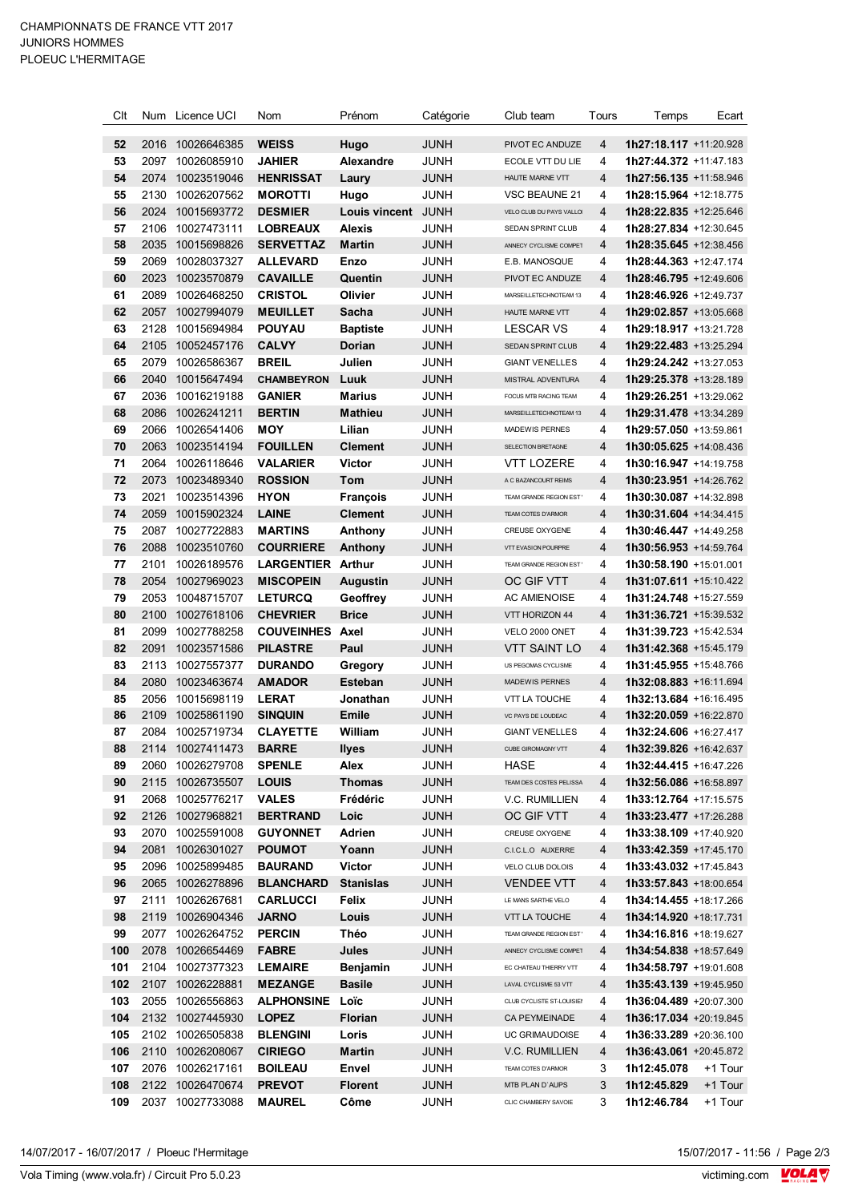CHAMPIONNATS DE FRANCE VTT 2017
JUNIORS HOMMES
PLOEUC L'HERMITAGE

| Clt | Num | Licence UCI | Nom | Prénom | Catégorie | Club team | Tours | Temps | Ecart |
|---|---|---|---|---|---|---|---|---|---|
| 52 | 2016 | 10026646385 | WEISS | Hugo | JUNH | PIVOT EC ANDUZE | 4 | 1h27:18.117 | +11:20.928 |
| 53 | 2097 | 10026085910 | JAHIER | Alexandre | JUNH | ECOLE VTT DU LIE | 4 | 1h27:44.372 | +11:47.183 |
| 54 | 2074 | 10023519046 | HENRISSAT | Laury | JUNH | HAUTE MARNE VTT | 4 | 1h27:56.135 | +11:58.946 |
| 55 | 2130 | 10026207562 | MOROTTI | Hugo | JUNH | VSC BEAUNE 21 | 4 | 1h28:15.964 | +12:18.775 |
| 56 | 2024 | 10015693772 | DESMIER | Louis vincent | JUNH | VELO CLUB DU PAYS VALLO | 4 | 1h28:22.835 | +12:25.646 |
| 57 | 2106 | 10027473111 | LOBREAUX | Alexis | JUNH | SEDAN SPRINT CLUB | 4 | 1h28:27.834 | +12:30.645 |
| 58 | 2035 | 10015698826 | SERVETTAZ | Martin | JUNH | ANNECY CYCLISME COMPET | 4 | 1h28:35.645 | +12:38.456 |
| 59 | 2069 | 10028037327 | ALLEVARD | Enzo | JUNH | E.B. MANOSQUE | 4 | 1h28:44.363 | +12:47.174 |
| 60 | 2023 | 10023570879 | CAVAILLE | Quentin | JUNH | PIVOT EC ANDUZE | 4 | 1h28:46.795 | +12:49.606 |
| 61 | 2089 | 10026468250 | CRISTOL | Olivier | JUNH | MARSEILLETECHNOTEAM 13 | 4 | 1h28:46.926 | +12:49.737 |
| 62 | 2057 | 10027994079 | MEUILLET | Sacha | JUNH | HAUTE MARNE VTT | 4 | 1h29:02.857 | +13:05.668 |
| 63 | 2128 | 10015694984 | POUYAU | Baptiste | JUNH | LESCAR VS | 4 | 1h29:18.917 | +13:21.728 |
| 64 | 2105 | 10052457176 | CALVY | Dorian | JUNH | SEDAN SPRINT CLUB | 4 | 1h29:22.483 | +13:25.294 |
| 65 | 2079 | 10026586367 | BREIL | Julien | JUNH | GIANT VENELLES | 4 | 1h29:24.242 | +13:27.053 |
| 66 | 2040 | 10015647494 | CHAMBEYRON | Luuk | JUNH | MISTRAL ADVENTURA | 4 | 1h29:25.378 | +13:28.189 |
| 67 | 2036 | 10016219188 | GANIER | Marius | JUNH | FOCUS MTB RACING TEAM | 4 | 1h29:26.251 | +13:29.062 |
| 68 | 2086 | 10026241211 | BERTIN | Mathieu | JUNH | MARSEILLETECHNOTEAM 13 | 4 | 1h29:31.478 | +13:34.289 |
| 69 | 2066 | 10026541406 | MOY | Lilian | JUNH | MADEWIS PERNES | 4 | 1h29:57.050 | +13:59.861 |
| 70 | 2063 | 10023514194 | FOUILLEN | Clement | JUNH | SELECTION BRETAGNE | 4 | 1h30:05.625 | +14:08.436 |
| 71 | 2064 | 10026118646 | VALARIER | Victor | JUNH | VTT LOZERE | 4 | 1h30:16.947 | +14:19.758 |
| 72 | 2073 | 10023489340 | ROSSION | Tom | JUNH | A C BAZANCOURT REIMS | 4 | 1h30:23.951 | +14:26.762 |
| 73 | 2021 | 10023514396 | HYON | François | JUNH | TEAM GRANDE REGION EST | 4 | 1h30:30.087 | +14:32.898 |
| 74 | 2059 | 10015902324 | LAINE | Clement | JUNH | TEAM COTES D'ARMOR | 4 | 1h30:31.604 | +14:34.415 |
| 75 | 2087 | 10027722883 | MARTINS | Anthony | JUNH | CREUSE OXYGENE | 4 | 1h30:46.447 | +14:49.258 |
| 76 | 2088 | 10023510760 | COURRIERE | Anthony | JUNH | VTT EVASION POURPRE | 4 | 1h30:56.953 | +14:59.764 |
| 77 | 2101 | 10026189576 | LARGENTIER | Arthur | JUNH | TEAM GRANDE REGION EST | 4 | 1h30:58.190 | +15:01.001 |
| 78 | 2054 | 10027969023 | MISCOPEIN | Augustin | JUNH | OC GIF VTT | 4 | 1h31:07.611 | +15:10.422 |
| 79 | 2053 | 10048715707 | LETURCQ | Geoffrey | JUNH | AC AMIENOISE | 4 | 1h31:24.748 | +15:27.559 |
| 80 | 2100 | 10027618106 | CHEVRIER | Brice | JUNH | VTT HORIZON 44 | 4 | 1h31:36.721 | +15:39.532 |
| 81 | 2099 | 10027788258 | COUVEINHES | Axel | JUNH | VELO 2000 ONET | 4 | 1h31:39.723 | +15:42.534 |
| 82 | 2091 | 10023571586 | PILASTRE | Paul | JUNH | VTT SAINT LO | 4 | 1h31:42.368 | +15:45.179 |
| 83 | 2113 | 10027557377 | DURANDO | Gregory | JUNH | US PEGOMAS CYCLISME | 4 | 1h31:45.955 | +15:48.766 |
| 84 | 2080 | 10023463674 | AMADOR | Esteban | JUNH | MADEWIS PERNES | 4 | 1h32:08.883 | +16:11.694 |
| 85 | 2056 | 10015698119 | LERAT | Jonathan | JUNH | VTT LA TOUCHE | 4 | 1h32:13.684 | +16:16.495 |
| 86 | 2109 | 10025861190 | SINQUIN | Emile | JUNH | VC PAYS DE LOUDEAC | 4 | 1h32:20.059 | +16:22.870 |
| 87 | 2084 | 10025719734 | CLAYETTE | William | JUNH | GIANT VENELLES | 4 | 1h32:24.606 | +16:27.417 |
| 88 | 2114 | 10027411473 | BARRE | Ilyes | JUNH | CUBE GIROMAGNY VTT | 4 | 1h32:39.826 | +16:42.637 |
| 89 | 2060 | 10026279708 | SPENLE | Alex | JUNH | HASE | 4 | 1h32:44.415 | +16:47.226 |
| 90 | 2115 | 10026735507 | LOUIS | Thomas | JUNH | TEAM DES COSTES PELISSA | 4 | 1h32:56.086 | +16:58.897 |
| 91 | 2068 | 10025776217 | VALES | Frédéric | JUNH | V.C. RUMILLIEN | 4 | 1h33:12.764 | +17:15.575 |
| 92 | 2126 | 10027968821 | BERTRAND | Loic | JUNH | OC GIF VTT | 4 | 1h33:23.477 | +17:26.288 |
| 93 | 2070 | 10025591008 | GUYONNET | Adrien | JUNH | CREUSE OXYGENE | 4 | 1h33:38.109 | +17:40.920 |
| 94 | 2081 | 10026301027 | POUMOT | Yoann | JUNH | C.I.C.L.O AUXERRE | 4 | 1h33:42.359 | +17:45.170 |
| 95 | 2096 | 10025899485 | BAURAND | Victor | JUNH | VELO CLUB DOLOIS | 4 | 1h33:43.032 | +17:45.843 |
| 96 | 2065 | 10026278896 | BLANCHARD | Stanislas | JUNH | VENDEE VTT | 4 | 1h33:57.843 | +18:00.654 |
| 97 | 2111 | 10026267681 | CARLUCCI | Felix | JUNH | LE MANS SARTHE VELO | 4 | 1h34:14.455 | +18:17.266 |
| 98 | 2119 | 10026904346 | JARNO | Louis | JUNH | VTT LA TOUCHE | 4 | 1h34:14.920 | +18:17.731 |
| 99 | 2077 | 10026264752 | PERCIN | Théo | JUNH | TEAM GRANDE REGION EST | 4 | 1h34:16.816 | +18:19.627 |
| 100 | 2078 | 10026654469 | FABRE | Jules | JUNH | ANNECY CYCLISME COMPET | 4 | 1h34:54.838 | +18:57.649 |
| 101 | 2104 | 10027377323 | LEMAIRE | Benjamin | JUNH | EC CHATEAU THIERRY VTT | 4 | 1h34:58.797 | +19:01.608 |
| 102 | 2107 | 10026228881 | MEZANGE | Basile | JUNH | LAVAL CYCLISME 53 VTT | 4 | 1h35:43.139 | +19:45.950 |
| 103 | 2055 | 10026556863 | ALPHONSINE | Loïc | JUNH | CLUB CYCLISTE ST-LOUISIEI | 4 | 1h36:04.489 | +20:07.300 |
| 104 | 2132 | 10027445930 | LOPEZ | Florian | JUNH | CA PEYMEINADE | 4 | 1h36:17.034 | +20:19.845 |
| 105 | 2102 | 10026505838 | BLENGINI | Loris | JUNH | UC GRIMAUDOISE | 4 | 1h36:33.289 | +20:36.100 |
| 106 | 2110 | 10026208067 | CIRIEGO | Martin | JUNH | V.C. RUMILLIEN | 4 | 1h36:43.061 | +20:45.872 |
| 107 | 2076 | 10026217161 | BOILEAU | Envel | JUNH | TEAM COTES D'ARMOR | 3 | 1h12:45.078 | +1 Tour |
| 108 | 2122 | 10026470674 | PREVOT | Florent | JUNH | MTB PLAN D'AUPS | 3 | 1h12:45.829 | +1 Tour |
| 109 | 2037 | 10027733088 | MAUREL | Côme | JUNH | CLIC CHAMBERY SAVOIE | 3 | 1h12:46.784 | +1 Tour |

14/07/2017 - 16/07/2017 / Ploeuc l'Hermitage

15/07/2017 - 11:56

Vola Timing (www.vola.fr) / Circuit Pro 5.0.23

victiming.com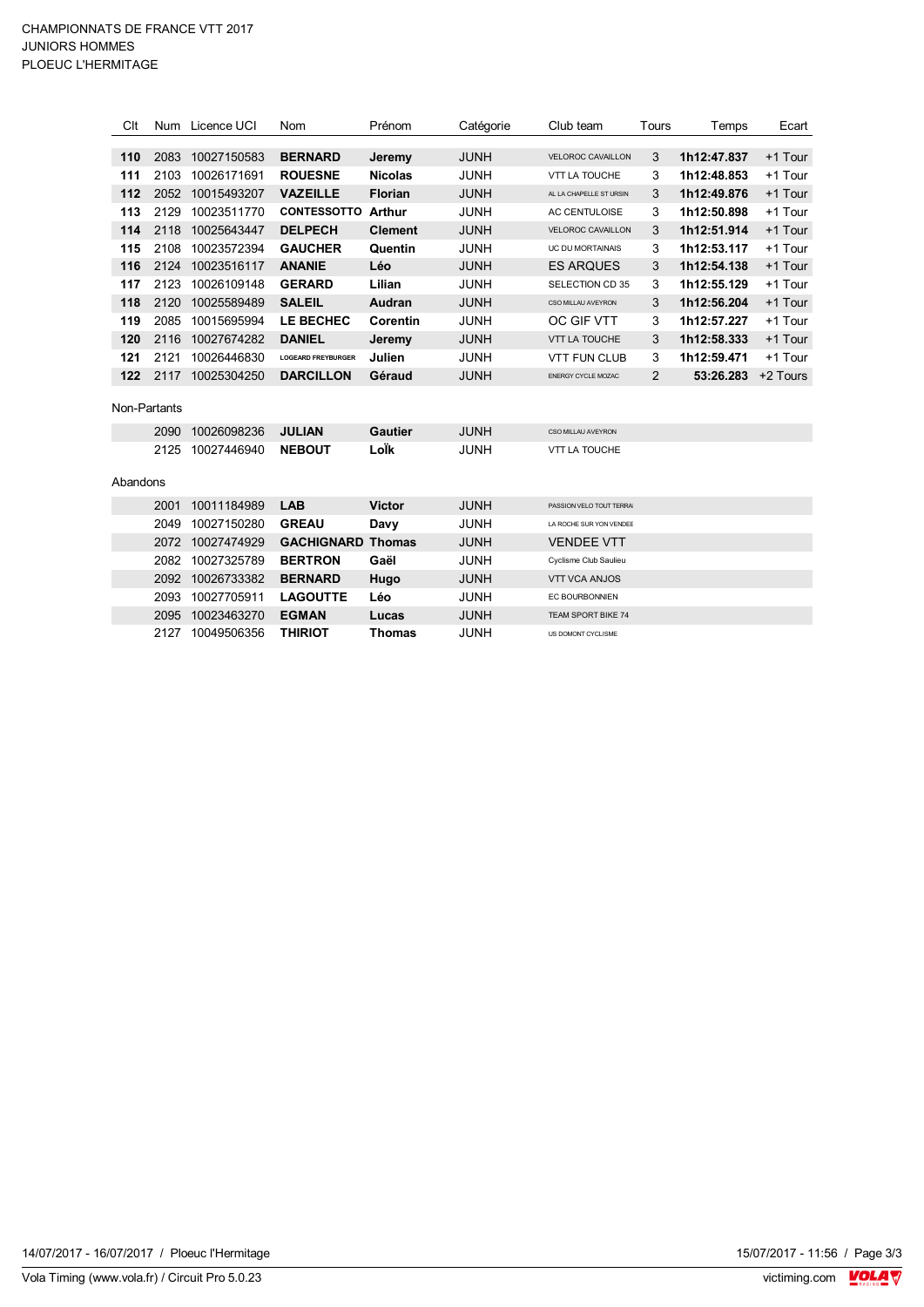CHAMPIONNATS DE FRANCE VTT 2017
JUNIORS HOMMES
PLOEUC L'HERMITAGE

| Clt | Num | Licence UCI | Nom | Prénom | Catégorie | Club team | Tours | Temps | Ecart |
|---|---|---|---|---|---|---|---|---|---|
| **110** | 2083 | 10027150583 | **BERNARD** | **Jeremy** | JUNH | VELOROC CAVAILLON | 3 | **1h12:47.837** | +1 Tour |
| **111** | 2103 | 10026171691 | **ROUESNE** | **Nicolas** | JUNH | VTT LA TOUCHE | 3 | **1h12:48.853** | +1 Tour |
| **112** | 2052 | 10015493207 | **VAZEILLE** | **Florian** | JUNH | AL LA CHAPELLE ST URSIN | 3 | **1h12:49.876** | +1 Tour |
| **113** | 2129 | 10023511770 | **CONTESSOTTO** | **Arthur** | JUNH | AC CENTULOISE | 3 | **1h12:50.898** | +1 Tour |
| **114** | 2118 | 10025643447 | **DELPECH** | **Clement** | JUNH | VELOROC CAVAILLON | 3 | **1h12:51.914** | +1 Tour |
| **115** | 2108 | 10023572394 | **GAUCHER** | **Quentin** | JUNH | UC DU MORTAINAIS | 3 | **1h12:53.117** | +1 Tour |
| **116** | 2124 | 10023516117 | **ANANIE** | **Léo** | JUNH | ES ARQUES | 3 | **1h12:54.138** | +1 Tour |
| **117** | 2123 | 10026109148 | **GERARD** | **Lilian** | JUNH | SELECTION CD 35 | 3 | **1h12:55.129** | +1 Tour |
| **118** | 2120 | 10025589489 | **SALEIL** | **Audran** | JUNH | CSO MILLAU AVEYRON | 3 | **1h12:56.204** | +1 Tour |
| **119** | 2085 | 10015695994 | **LE BECHEC** | **Corentin** | JUNH | OC GIF VTT | 3 | **1h12:57.227** | +1 Tour |
| **120** | 2116 | 10027674282 | **DANIEL** | **Jeremy** | JUNH | VTT LA TOUCHE | 3 | **1h12:58.333** | +1 Tour |
| **121** | 2121 | 10026446830 | **LOGEARD FREYBURGER** | **Julien** | JUNH | VTT FUN CLUB | 3 | **1h12:59.471** | +1 Tour |
| **122** | 2117 | 10025304250 | **DARCILLON** | **Géraud** | JUNH | ENERGY CYCLE MOZAC | 2 | **53:26.283** | +2 Tours |

Non-Partants

| Clt | Num | Licence UCI | Nom | Prénom | Catégorie | Club team | Tours | Temps | Ecart |
|---|---|---|---|---|---|---|---|---|---|
| | 2090 | 10026098236 | **JULIAN** | **Gautier** | JUNH | CSO MILLAU AVEYRON | | | |
| | 2125 | 10027446940 | **NEBOUT** | **Loïk** | JUNH | VTT LA TOUCHE | | | |

Abandons

| Clt | Num | Licence UCI | Nom | Prénom | Catégorie | Club team | Tours | Temps | Ecart |
|---|---|---|---|---|---|---|---|---|---|
| | 2001 | 10011184989 | **LAB** | **Victor** | JUNH | PASSION VELO TOUT TERRA | | | |
| | 2049 | 10027150280 | **GREAU** | **Davy** | JUNH | LA ROCHE SUR YON VENDEE | | | |
| | 2072 | 10027474929 | **GACHIGNARD** | **Thomas** | JUNH | VENDEE VTT | | | |
| | 2082 | 10027325789 | **BERTRON** | **Gaël** | JUNH | Cyclisme Club Saulieu | | | |
| | 2092 | 10026733382 | **BERNARD** | **Hugo** | JUNH | VTT VCA ANJOS | | | |
| | 2093 | 10027705911 | **LAGOUTTE** | **Léo** | JUNH | EC BOURBONNIEN | | | |
| | 2095 | 10023463270 | **EGMAN** | **Lucas** | JUNH | TEAM SPORT BIKE 74 | | | |
| | 2127 | 10049506356 | **THIRIOT** | **Thomas** | JUNH | US DOMONT CYCLISME | | | |